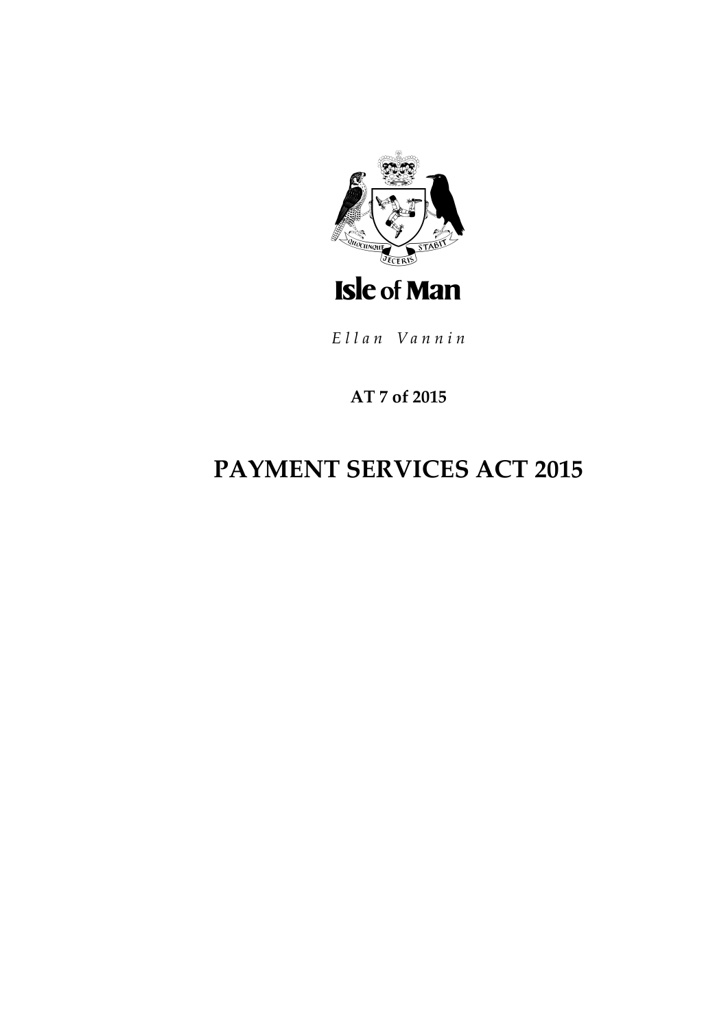Isle of Man

*Ellan Vannin*

**AT 7 of 2015**

# PAYMENT SERVICES ACT 2015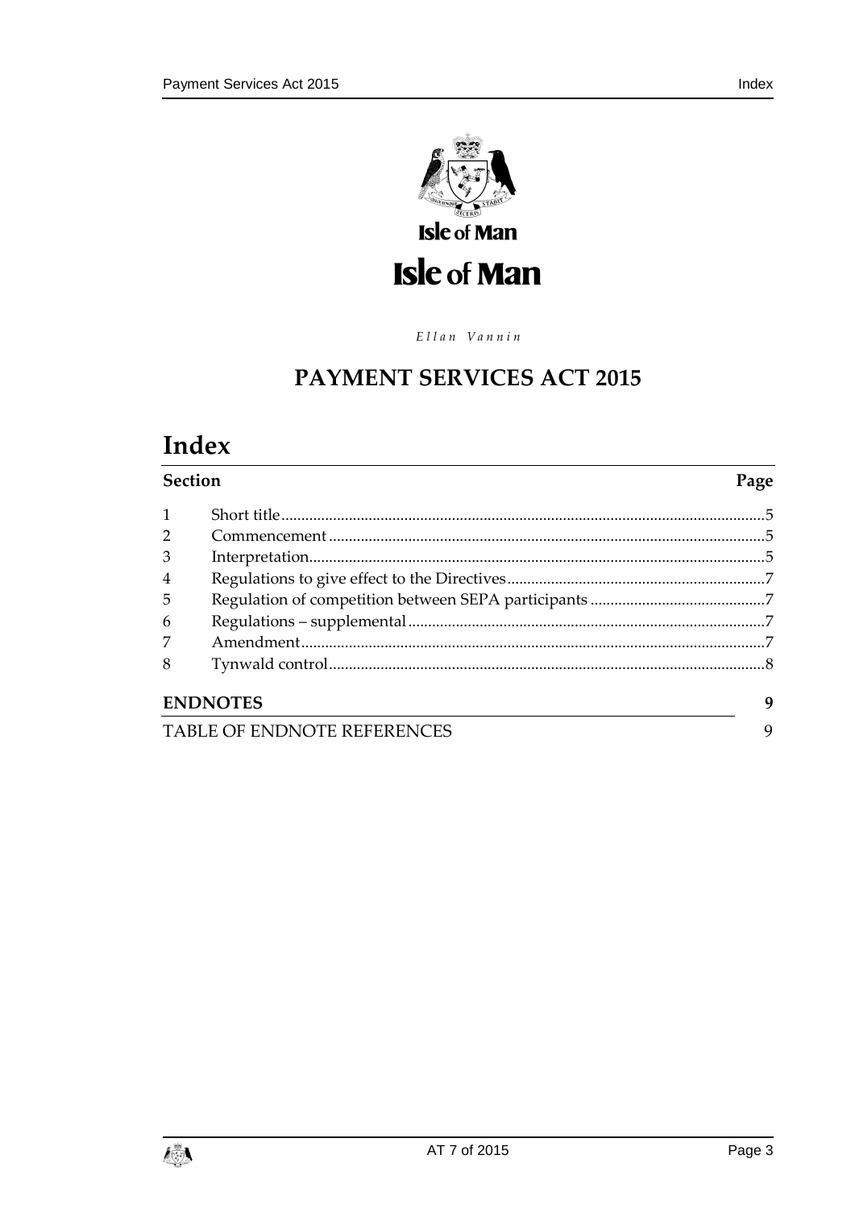Isle of Man

Ellan Vannin

# PAYMENT SERVICES ACT 2015

## Index

| Section | | Page |
|---|---|---|
| 1 | Short title | 5 |
| 2 | Commencement | 5 |
| 3 | Interpretation | 5 |
| 4 | Regulations to give effect to the Directives | 7 |
| 5 | Regulation of competition between SEPA participants | 7 |
| 6 | Regulations – supplemental | 7 |
| 7 | Amendment | 7 |
| 8 | Tynwald control | 8 |

**ENDNOTES** 9

TABLE OF ENDNOTE REFERENCES 9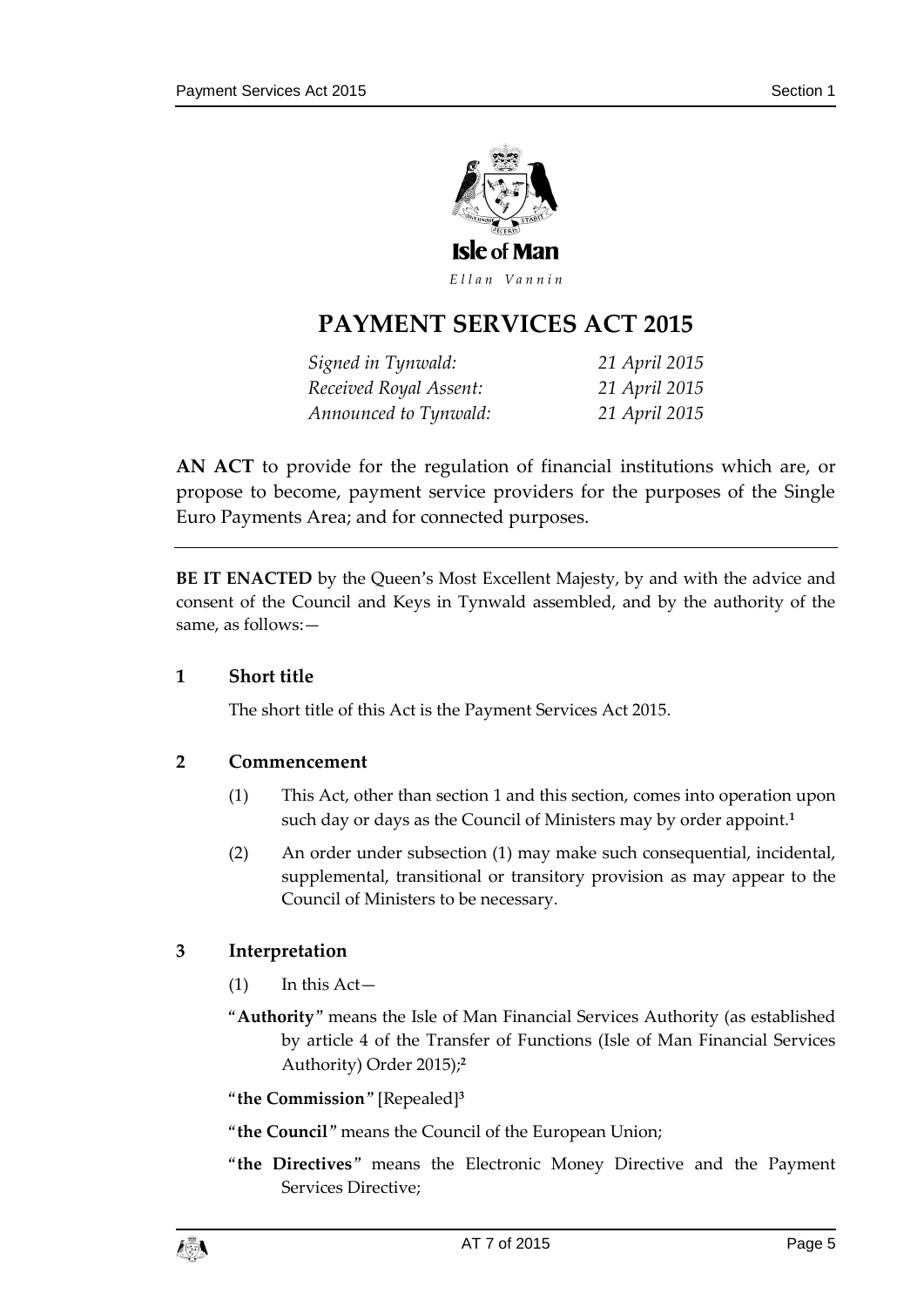Isle of Man

*Ellan Vannin*

# PAYMENT SERVICES ACT 2015

| | |
|---|---|
| *Signed in Tynwald:* | *21 April 2015* |
| *Received Royal Assent:* | *21 April 2015* |
| *Announced to Tynwald:* | *21 April 2015* |

**AN ACT** to provide for the regulation of financial institutions which are, or propose to become, payment service providers for the purposes of the Single Euro Payments Area; and for connected purposes.

---

**BE IT ENACTED** by the Queen's Most Excellent Majesty, by and with the advice and consent of the Council and Keys in Tynwald assembled, and by the authority of the same, as follows:—

## 1 Short title

The short title of this Act is the Payment Services Act 2015.

## 2 Commencement

(1) This Act, other than section 1 and this section, comes into operation upon such day or days as the Council of Ministers may by order appoint.[1]

(2) An order under subsection (1) may make such consequential, incidental, supplemental, transitional or transitory provision as may appear to the Council of Ministers to be necessary.

## 3 Interpretation

(1) In this Act—

"**Authority**" means the Isle of Man Financial Services Authority (as established by article 4 of the Transfer of Functions (Isle of Man Financial Services Authority) Order 2015);[2]

"**the Commission**" [Repealed][3]

"**the Council**" means the Council of the European Union;

"**the Directives**" means the Electronic Money Directive and the Payment Services Directive;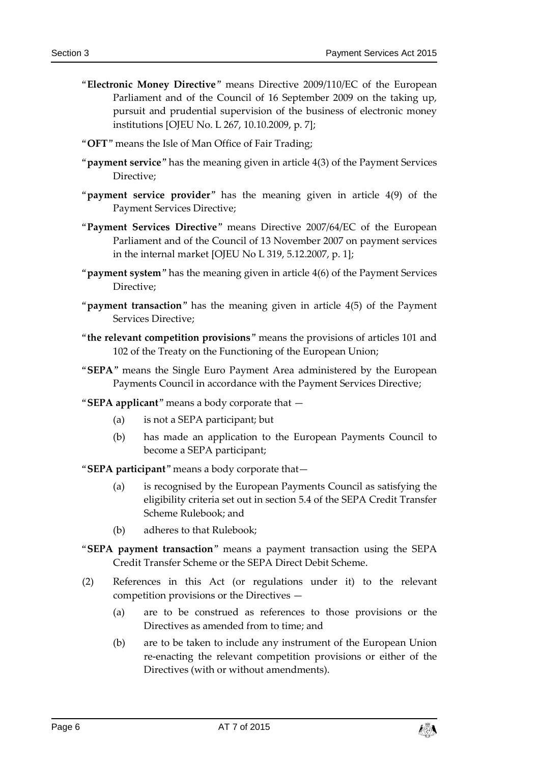"**Electronic Money Directive**" means Directive 2009/110/EC of the European Parliament and of the Council of 16 September 2009 on the taking up, pursuit and prudential supervision of the business of electronic money institutions [OJEU No. L 267, 10.10.2009, p. 7];

"**OFT**" means the Isle of Man Office of Fair Trading;

"**payment service**" has the meaning given in article 4(3) of the Payment Services Directive;

"**payment service provider**" has the meaning given in article 4(9) of the Payment Services Directive;

"**Payment Services Directive**" means Directive 2007/64/EC of the European Parliament and of the Council of 13 November 2007 on payment services in the internal market [OJEU No L 319, 5.12.2007, p. 1];

"**payment system**" has the meaning given in article 4(6) of the Payment Services Directive;

"**payment transaction**" has the meaning given in article 4(5) of the Payment Services Directive;

"**the relevant competition provisions**" means the provisions of articles 101 and 102 of the Treaty on the Functioning of the European Union;

"**SEPA**" means the Single Euro Payment Area administered by the European Payments Council in accordance with the Payment Services Directive;

"**SEPA applicant**" means a body corporate that —

(a) is not a SEPA participant; but

(b) has made an application to the European Payments Council to become a SEPA participant;

"**SEPA participant**" means a body corporate that—

(a) is recognised by the European Payments Council as satisfying the eligibility criteria set out in section 5.4 of the SEPA Credit Transfer Scheme Rulebook; and

(b) adheres to that Rulebook;

"**SEPA payment transaction**" means a payment transaction using the SEPA Credit Transfer Scheme or the SEPA Direct Debit Scheme.

(2) References in this Act (or regulations under it) to the relevant competition provisions or the Directives —

(a) are to be construed as references to those provisions or the Directives as amended from to time; and

(b) are to be taken to include any instrument of the European Union re-enacting the relevant competition provisions or either of the Directives (with or without amendments).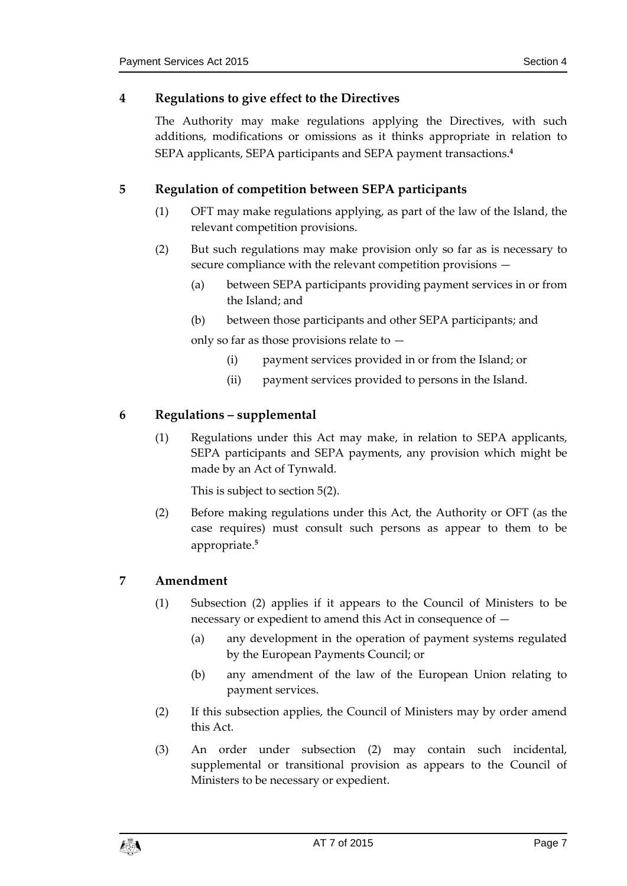## 4 Regulations to give effect to the Directives

The Authority may make regulations applying the Directives, with such additions, modifications or omissions as it thinks appropriate in relation to SEPA applicants, SEPA participants and SEPA payment transactions.[4]

## 5 Regulation of competition between SEPA participants

(1) OFT may make regulations applying, as part of the law of the Island, the relevant competition provisions.

(2) But such regulations may make provision only so far as is necessary to secure compliance with the relevant competition provisions —

(a) between SEPA participants providing payment services in or from the Island; and

(b) between those participants and other SEPA participants; and

only so far as those provisions relate to —

(i) payment services provided in or from the Island; or

(ii) payment services provided to persons in the Island.

## 6 Regulations – supplemental

(1) Regulations under this Act may make, in relation to SEPA applicants, SEPA participants and SEPA payments, any provision which might be made by an Act of Tynwald.

This is subject to section 5(2).

(2) Before making regulations under this Act, the Authority or OFT (as the case requires) must consult such persons as appear to them to be appropriate.[5]

## 7 Amendment

(1) Subsection (2) applies if it appears to the Council of Ministers to be necessary or expedient to amend this Act in consequence of —

(a) any development in the operation of payment systems regulated by the European Payments Council; or

(b) any amendment of the law of the European Union relating to payment services.

(2) If this subsection applies, the Council of Ministers may by order amend this Act.

(3) An order under subsection (2) may contain such incidental, supplemental or transitional provision as appears to the Council of Ministers to be necessary or expedient.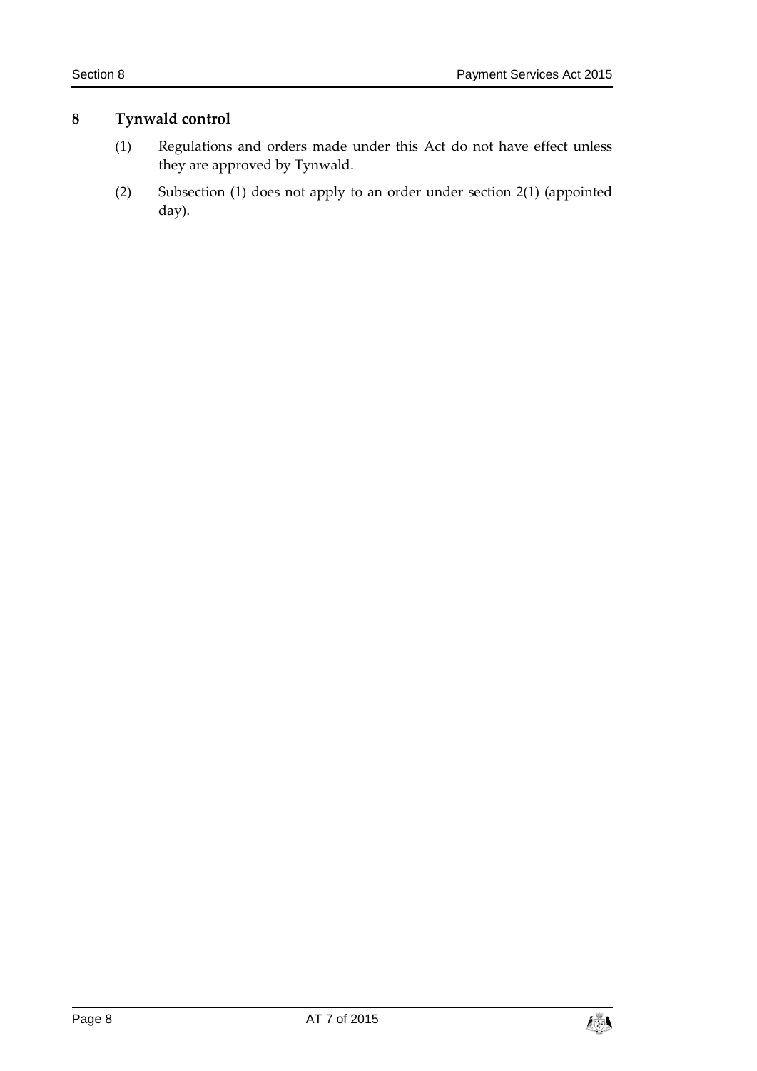## 8 Tynwald control

(1) Regulations and orders made under this Act do not have effect unless they are approved by Tynwald.

(2) Subsection (1) does not apply to an order under section 2(1) (appointed day).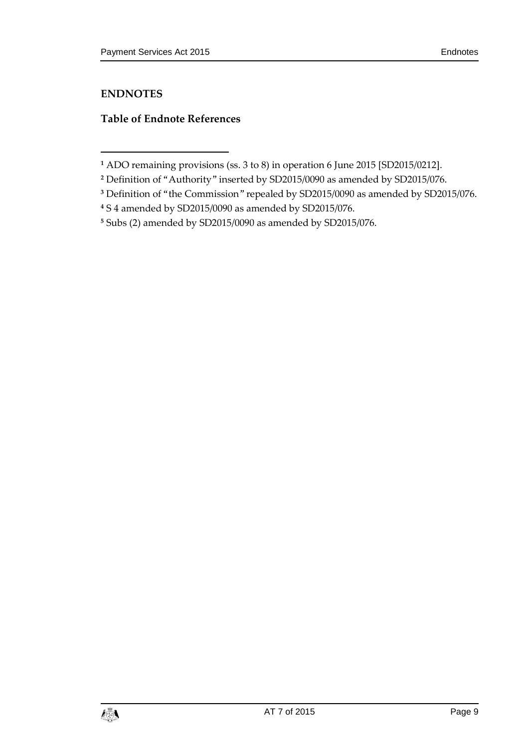## ENDNOTES

### Table of Endnote References

[1] ADO remaining provisions (ss. 3 to 8) in operation 6 June 2015 [SD2015/0212].

[2] Definition of "Authority" inserted by SD2015/0090 as amended by SD2015/076.

[3] Definition of "the Commission" repealed by SD2015/0090 as amended by SD2015/076.

[4] S 4 amended by SD2015/0090 as amended by SD2015/076.

[5] Subs (2) amended by SD2015/0090 as amended by SD2015/076.